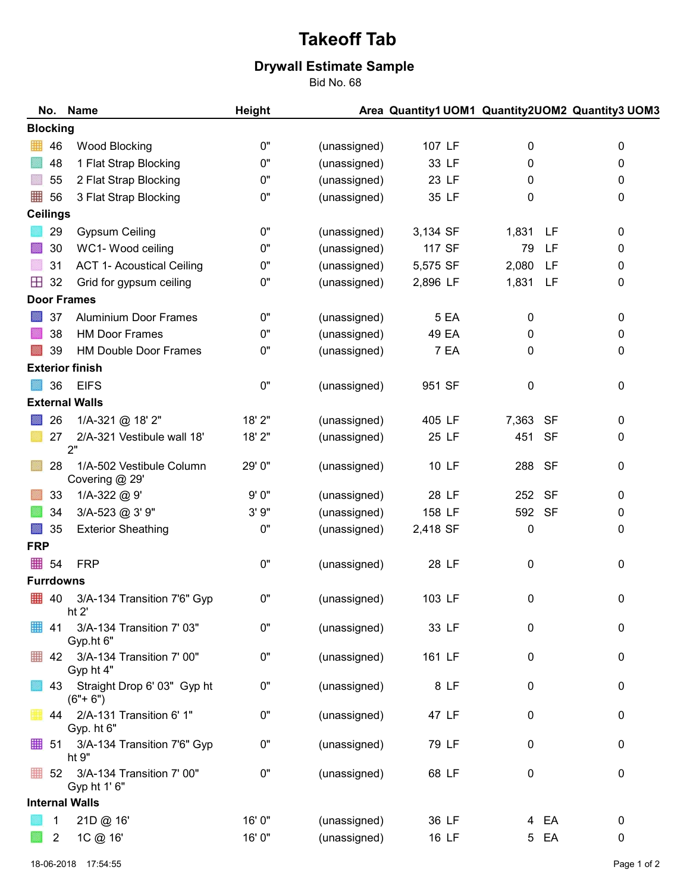# Takeoff Tab

## Drywall Estimate Sample

Bid No. 68

| No. | Name | Height | Area | Quantity1 | UOM1 | Quantity2 | UOM2 | Quantity3 | UOM3 |
|---|---|---|---|---|---|---|---|---|---|
| **Blocking** | | | | | | | | | |
| 46 | Wood Blocking | 0" | (unassigned) | 107 | LF | 0 | | 0 | |
| 48 | 1 Flat Strap Blocking | 0" | (unassigned) | 33 | LF | 0 | | 0 | |
| 55 | 2 Flat Strap Blocking | 0" | (unassigned) | 23 | LF | 0 | | 0 | |
| 56 | 3 Flat Strap Blocking | 0" | (unassigned) | 35 | LF | 0 | | 0 | |
| **Ceilings** | | | | | | | | | |
| 29 | Gypsum Ceiling | 0" | (unassigned) | 3,134 | SF | 1,831 | LF | 0 | |
| 30 | WC1- Wood ceiling | 0" | (unassigned) | 117 | SF | 79 | LF | 0 | |
| 31 | ACT 1- Acoustical Ceiling | 0" | (unassigned) | 5,575 | SF | 2,080 | LF | 0 | |
| 32 | Grid for gypsum ceiling | 0" | (unassigned) | 2,896 | LF | 1,831 | LF | 0 | |
| **Door Frames** | | | | | | | | | |
| 37 | Aluminium Door Frames | 0" | (unassigned) | 5 | EA | 0 | | 0 | |
| 38 | HM Door Frames | 0" | (unassigned) | 49 | EA | 0 | | 0 | |
| 39 | HM Double Door Frames | 0" | (unassigned) | 7 | EA | 0 | | 0 | |
| **Exterior finish** | | | | | | | | | |
| 36 | EIFS | 0" | (unassigned) | 951 | SF | 0 | | 0 | |
| **External Walls** | | | | | | | | | |
| 26 | 1/A-321 @ 18' 2" | 18' 2" | (unassigned) | 405 | LF | 7,363 | SF | 0 | |
| 27 | 2/A-321 Vestibule wall 18' 2" | 18' 2" | (unassigned) | 25 | LF | 451 | SF | 0 | |
| 28 | 1/A-502 Vestibule Column Covering @ 29' | 29' 0" | (unassigned) | 10 | LF | 288 | SF | 0 | |
| 33 | 1/A-322 @ 9' | 9' 0" | (unassigned) | 28 | LF | 252 | SF | 0 | |
| 34 | 3/A-523 @ 3' 9" | 3' 9" | (unassigned) | 158 | LF | 592 | SF | 0 | |
| 35 | Exterior Sheathing | 0" | (unassigned) | 2,418 | SF | 0 | | 0 | |
| **FRP** | | | | | | | | | |
| 54 | FRP | 0" | (unassigned) | 28 | LF | 0 | | 0 | |
| **Furrdowns** | | | | | | | | | |
| 40 | 3/A-134 Transition 7'6" Gyp ht 2' | 0" | (unassigned) | 103 | LF | 0 | | 0 | |
| 41 | 3/A-134 Transition 7' 03" Gyp.ht 6" | 0" | (unassigned) | 33 | LF | 0 | | 0 | |
| 42 | 3/A-134 Transition 7' 00" Gyp ht 4" | 0" | (unassigned) | 161 | LF | 0 | | 0 | |
| 43 | Straight Drop 6' 03" Gyp ht (6"+ 6") | 0" | (unassigned) | 8 | LF | 0 | | 0 | |
| 44 | 2/A-131 Transition 6' 1" Gyp. ht 6" | 0" | (unassigned) | 47 | LF | 0 | | 0 | |
| 51 | 3/A-134 Transition 7'6" Gyp ht 9" | 0" | (unassigned) | 79 | LF | 0 | | 0 | |
| 52 | 3/A-134 Transition 7' 00" Gyp ht 1' 6" | 0" | (unassigned) | 68 | LF | 0 | | 0 | |
| **Internal Walls** | | | | | | | | | |
| 1 | 21D @ 16' | 16' 0" | (unassigned) | 36 | LF | 4 | EA | 0 | |
| 2 | 1C @ 16' | 16' 0" | (unassigned) | 16 | LF | 5 | EA | 0 | |

18-06-2018 17:54:55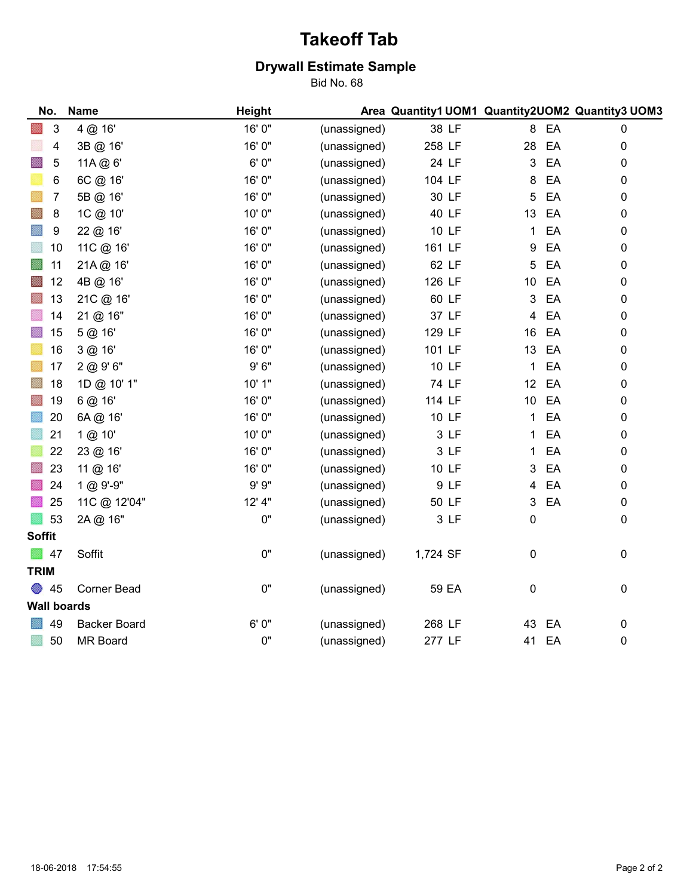# Takeoff Tab

## Drywall Estimate Sample

Bid No. 68

| No. | Name | Height | Area | Quantity1 | UOM1 | Quantity2 | UOM2 | Quantity3 | UOM3 |
|---|---|---|---|---|---|---|---|---|---|
| 3 | 4 @ 16' | 16' 0" | (unassigned) | 38 | LF | 8 | EA | 0 | |
| 4 | 3B @ 16' | 16' 0" | (unassigned) | 258 | LF | 28 | EA | 0 | |
| 5 | 11A @ 6' | 6' 0" | (unassigned) | 24 | LF | 3 | EA | 0 | |
| 6 | 6C @ 16' | 16' 0" | (unassigned) | 104 | LF | 8 | EA | 0 | |
| 7 | 5B @ 16' | 16' 0" | (unassigned) | 30 | LF | 5 | EA | 0 | |
| 8 | 1C @ 10' | 10' 0" | (unassigned) | 40 | LF | 13 | EA | 0 | |
| 9 | 22 @ 16' | 16' 0" | (unassigned) | 10 | LF | 1 | EA | 0 | |
| 10 | 11C @ 16' | 16' 0" | (unassigned) | 161 | LF | 9 | EA | 0 | |
| 11 | 21A @ 16' | 16' 0" | (unassigned) | 62 | LF | 5 | EA | 0 | |
| 12 | 4B @ 16' | 16' 0" | (unassigned) | 126 | LF | 10 | EA | 0 | |
| 13 | 21C @ 16' | 16' 0" | (unassigned) | 60 | LF | 3 | EA | 0 | |
| 14 | 21 @ 16" | 16' 0" | (unassigned) | 37 | LF | 4 | EA | 0 | |
| 15 | 5 @ 16' | 16' 0" | (unassigned) | 129 | LF | 16 | EA | 0 | |
| 16 | 3 @ 16' | 16' 0" | (unassigned) | 101 | LF | 13 | EA | 0 | |
| 17 | 2 @ 9' 6" | 9' 6" | (unassigned) | 10 | LF | 1 | EA | 0 | |
| 18 | 1D @ 10' 1" | 10' 1" | (unassigned) | 74 | LF | 12 | EA | 0 | |
| 19 | 6 @ 16' | 16' 0" | (unassigned) | 114 | LF | 10 | EA | 0 | |
| 20 | 6A @ 16' | 16' 0" | (unassigned) | 10 | LF | 1 | EA | 0 | |
| 21 | 1 @ 10' | 10' 0" | (unassigned) | 3 | LF | 1 | EA | 0 | |
| 22 | 23 @ 16' | 16' 0" | (unassigned) | 3 | LF | 1 | EA | 0 | |
| 23 | 11 @ 16' | 16' 0" | (unassigned) | 10 | LF | 3 | EA | 0 | |
| 24 | 1 @ 9'-9" | 9' 9" | (unassigned) | 9 | LF | 4 | EA | 0 | |
| 25 | 11C @ 12'04" | 12' 4" | (unassigned) | 50 | LF | 3 | EA | 0 | |
| 53 | 2A @ 16" | 0" | (unassigned) | 3 | LF | 0 | | 0 | |
| **Soffit** | | | | | | | | | |
| 47 | Soffit | 0" | (unassigned) | 1,724 | SF | 0 | | 0 | |
| **TRIM** | | | | | | | | | |
| 45 | Corner Bead | 0" | (unassigned) | 59 | EA | 0 | | 0 | |
| **Wall boards** | | | | | | | | | |
| 49 | Backer Board | 6' 0" | (unassigned) | 268 | LF | 43 | EA | 0 | |
| 50 | MR Board | 0" | (unassigned) | 277 | LF | 41 | EA | 0 | |

18-06-2018 17:54:55